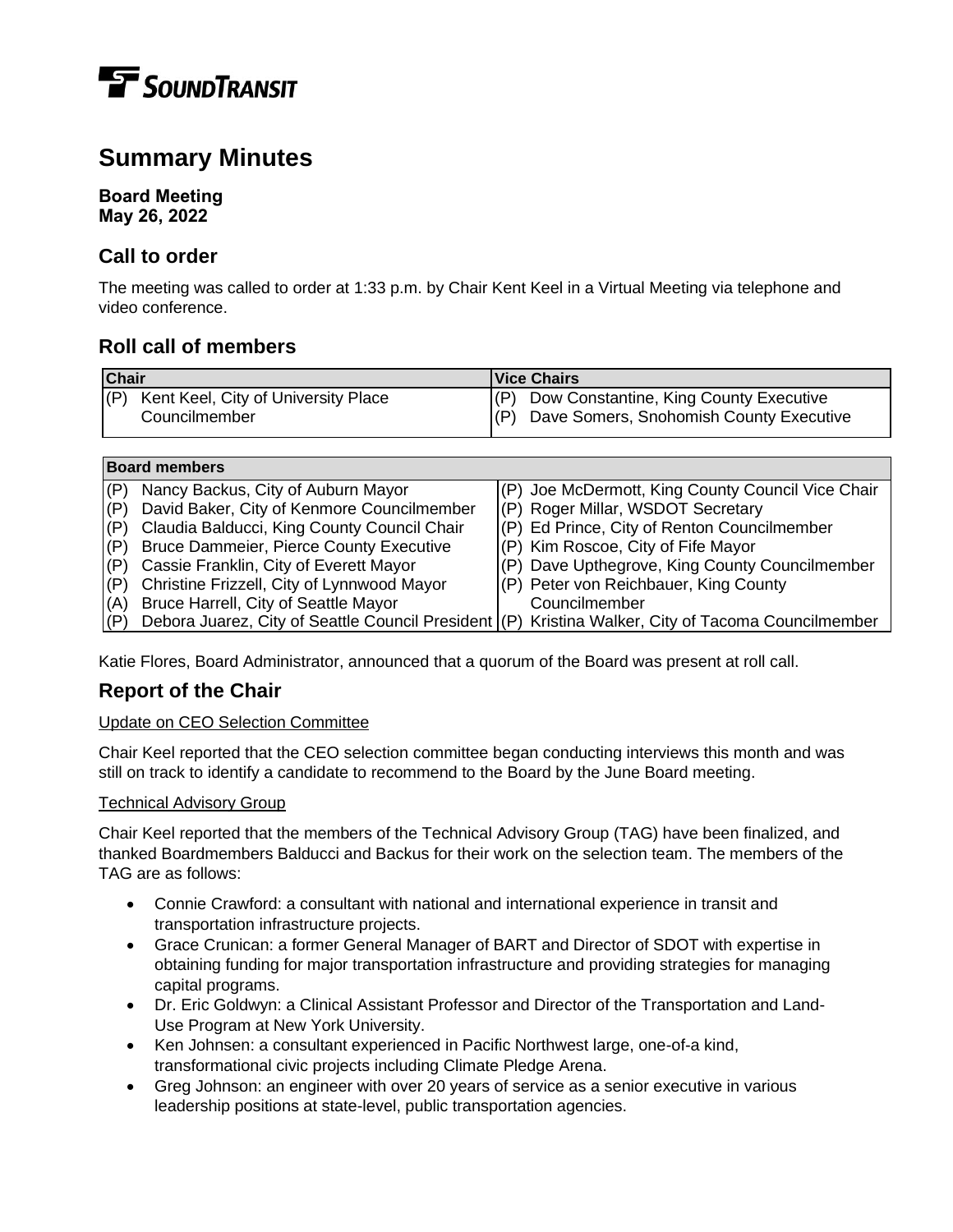SoundTransit

# Summary Minutes

**Board Meeting**
**May 26, 2022**

## Call to order

The meeting was called to order at 1:33 p.m. by Chair Kent Keel in a Virtual Meeting via telephone and video conference.

## Roll call of members

| Chair | Vice Chairs |
|---|---|
| (P) Kent Keel, City of University Place Councilmember | (P) Dow Constantine, King County Executive<br>(P) Dave Somers, Snohomish County Executive |

| Board members | |
|---|---|
| (P) Nancy Backus, City of Auburn Mayor | (P) Joe McDermott, King County Council Vice Chair |
| (P) David Baker, City of Kenmore Councilmember | (P) Roger Millar, WSDOT Secretary |
| (P) Claudia Balducci, King County Council Chair | (P) Ed Prince, City of Renton Councilmember |
| (P) Bruce Dammeier, Pierce County Executive | (P) Kim Roscoe, City of Fife Mayor |
| (P) Cassie Franklin, City of Everett Mayor | (P) Dave Upthegrove, King County Councilmember |
| (P) Christine Frizzell, City of Lynnwood Mayor | (P) Peter von Reichbauer, King County Councilmember |
| (A) Bruce Harrell, City of Seattle Mayor | |
| (P) Debora Juarez, City of Seattle Council President | (P) Kristina Walker, City of Tacoma Councilmember |

Katie Flores, Board Administrator, announced that a quorum of the Board was present at roll call.

## Report of the Chair

Update on CEO Selection Committee

Chair Keel reported that the CEO selection committee began conducting interviews this month and was still on track to identify a candidate to recommend to the Board by the June Board meeting.

Technical Advisory Group

Chair Keel reported that the members of the Technical Advisory Group (TAG) have been finalized, and thanked Boardmembers Balducci and Backus for their work on the selection team. The members of the TAG are as follows:

- Connie Crawford: a consultant with national and international experience in transit and transportation infrastructure projects.
- Grace Crunican: a former General Manager of BART and Director of SDOT with expertise in obtaining funding for major transportation infrastructure and providing strategies for managing capital programs.
- Dr. Eric Goldwyn: a Clinical Assistant Professor and Director of the Transportation and Land-Use Program at New York University.
- Ken Johnsen: a consultant experienced in Pacific Northwest large, one-of-a kind, transformational civic projects including Climate Pledge Arena.
- Greg Johnson: an engineer with over 20 years of service as a senior executive in various leadership positions at state-level, public transportation agencies.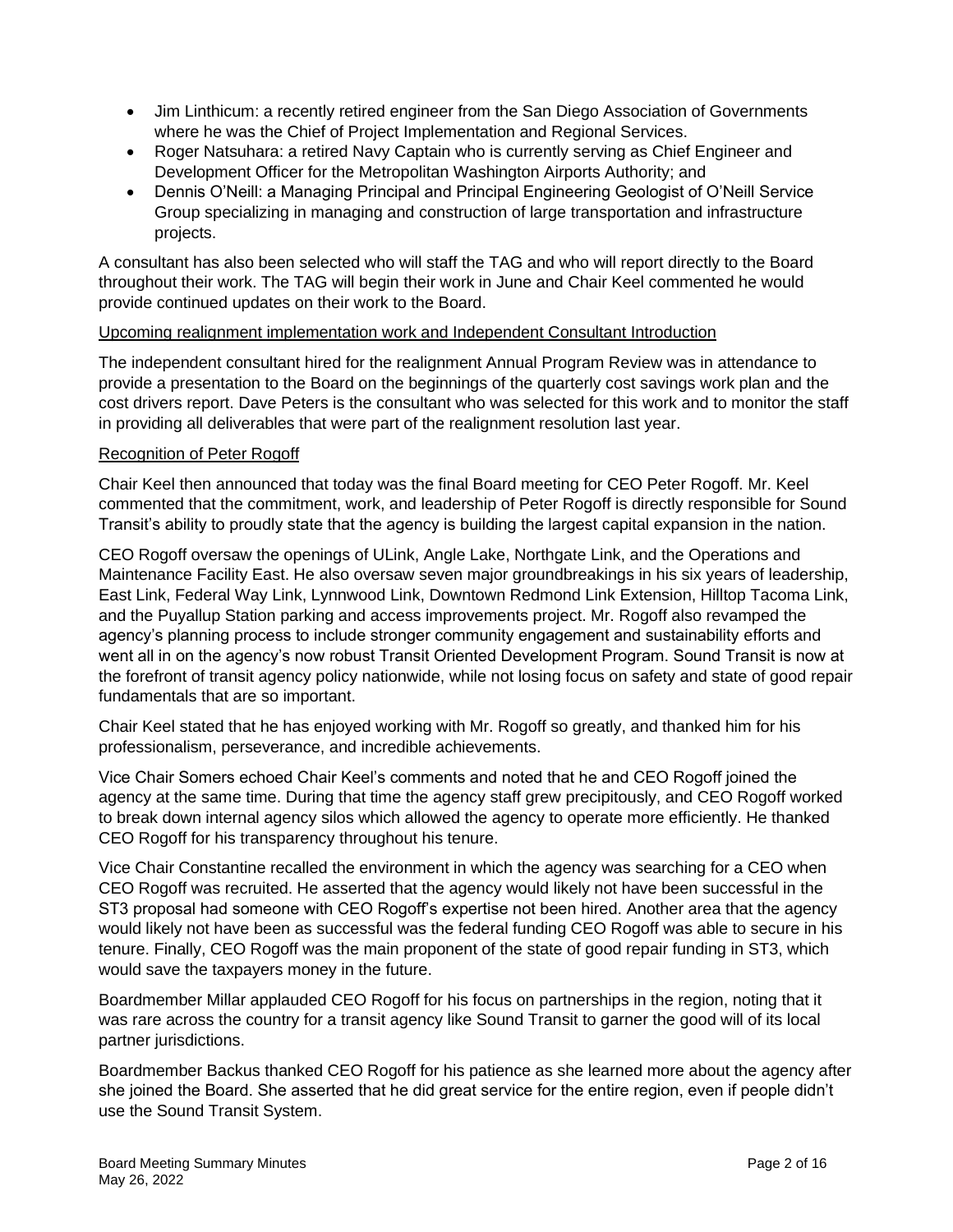- Jim Linthicum: a recently retired engineer from the San Diego Association of Governments where he was the Chief of Project Implementation and Regional Services.
- Roger Natsuhara: a retired Navy Captain who is currently serving as Chief Engineer and Development Officer for the Metropolitan Washington Airports Authority; and
- Dennis O'Neill: a Managing Principal and Principal Engineering Geologist of O'Neill Service Group specializing in managing and construction of large transportation and infrastructure projects.

A consultant has also been selected who will staff the TAG and who will report directly to the Board throughout their work. The TAG will begin their work in June and Chair Keel commented he would provide continued updates on their work to the Board.

Upcoming realignment implementation work and Independent Consultant Introduction

The independent consultant hired for the realignment Annual Program Review was in attendance to provide a presentation to the Board on the beginnings of the quarterly cost savings work plan and the cost drivers report. Dave Peters is the consultant who was selected for this work and to monitor the staff in providing all deliverables that were part of the realignment resolution last year.

Recognition of Peter Rogoff

Chair Keel then announced that today was the final Board meeting for CEO Peter Rogoff. Mr. Keel commented that the commitment, work, and leadership of Peter Rogoff is directly responsible for Sound Transit's ability to proudly state that the agency is building the largest capital expansion in the nation.

CEO Rogoff oversaw the openings of ULink, Angle Lake, Northgate Link, and the Operations and Maintenance Facility East. He also oversaw seven major groundbreakings in his six years of leadership, East Link, Federal Way Link, Lynnwood Link, Downtown Redmond Link Extension, Hilltop Tacoma Link, and the Puyallup Station parking and access improvements project. Mr. Rogoff also revamped the agency's planning process to include stronger community engagement and sustainability efforts and went all in on the agency's now robust Transit Oriented Development Program. Sound Transit is now at the forefront of transit agency policy nationwide, while not losing focus on safety and state of good repair fundamentals that are so important.

Chair Keel stated that he has enjoyed working with Mr. Rogoff so greatly, and thanked him for his professionalism, perseverance, and incredible achievements.

Vice Chair Somers echoed Chair Keel's comments and noted that he and CEO Rogoff joined the agency at the same time. During that time the agency staff grew precipitously, and CEO Rogoff worked to break down internal agency silos which allowed the agency to operate more efficiently. He thanked CEO Rogoff for his transparency throughout his tenure.

Vice Chair Constantine recalled the environment in which the agency was searching for a CEO when CEO Rogoff was recruited. He asserted that the agency would likely not have been successful in the ST3 proposal had someone with CEO Rogoff's expertise not been hired. Another area that the agency would likely not have been as successful was the federal funding CEO Rogoff was able to secure in his tenure. Finally, CEO Rogoff was the main proponent of the state of good repair funding in ST3, which would save the taxpayers money in the future.

Boardmember Millar applauded CEO Rogoff for his focus on partnerships in the region, noting that it was rare across the country for a transit agency like Sound Transit to garner the good will of its local partner jurisdictions.

Boardmember Backus thanked CEO Rogoff for his patience as she learned more about the agency after she joined the Board. She asserted that he did great service for the entire region, even if people didn't use the Sound Transit System.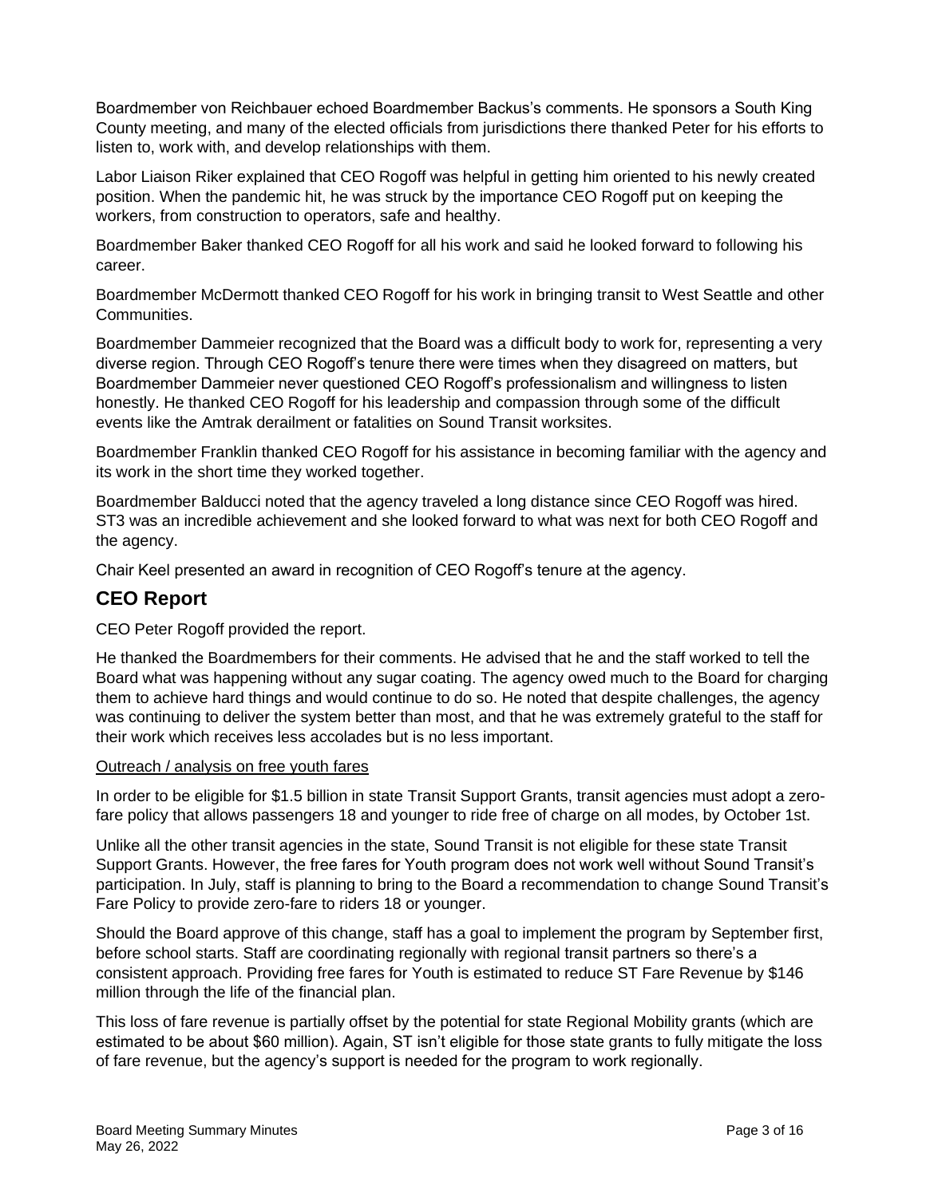Boardmember von Reichbauer echoed Boardmember Backus's comments. He sponsors a South King County meeting, and many of the elected officials from jurisdictions there thanked Peter for his efforts to listen to, work with, and develop relationships with them.

Labor Liaison Riker explained that CEO Rogoff was helpful in getting him oriented to his newly created position. When the pandemic hit, he was struck by the importance CEO Rogoff put on keeping the workers, from construction to operators, safe and healthy.

Boardmember Baker thanked CEO Rogoff for all his work and said he looked forward to following his career.

Boardmember McDermott thanked CEO Rogoff for his work in bringing transit to West Seattle and other Communities.

Boardmember Dammeier recognized that the Board was a difficult body to work for, representing a very diverse region. Through CEO Rogoff's tenure there were times when they disagreed on matters, but Boardmember Dammeier never questioned CEO Rogoff's professionalism and willingness to listen honestly. He thanked CEO Rogoff for his leadership and compassion through some of the difficult events like the Amtrak derailment or fatalities on Sound Transit worksites.

Boardmember Franklin thanked CEO Rogoff for his assistance in becoming familiar with the agency and its work in the short time they worked together.

Boardmember Balducci noted that the agency traveled a long distance since CEO Rogoff was hired. ST3 was an incredible achievement and she looked forward to what was next for both CEO Rogoff and the agency.

Chair Keel presented an award in recognition of CEO Rogoff's tenure at the agency.

## CEO Report

CEO Peter Rogoff provided the report.

He thanked the Boardmembers for their comments. He advised that he and the staff worked to tell the Board what was happening without any sugar coating. The agency owed much to the Board for charging them to achieve hard things and would continue to do so. He noted that despite challenges, the agency was continuing to deliver the system better than most, and that he was extremely grateful to the staff for their work which receives less accolades but is no less important.

<u>Outreach / analysis on free youth fares</u>

In order to be eligible for $1.5 billion in state Transit Support Grants, transit agencies must adopt a zero-fare policy that allows passengers 18 and younger to ride free of charge on all modes, by October 1st.

Unlike all the other transit agencies in the state, Sound Transit is not eligible for these state Transit Support Grants. However, the free fares for Youth program does not work well without Sound Transit's participation. In July, staff is planning to bring to the Board a recommendation to change Sound Transit's Fare Policy to provide zero-fare to riders 18 or younger.

Should the Board approve of this change, staff has a goal to implement the program by September first, before school starts. Staff are coordinating regionally with regional transit partners so there's a consistent approach. Providing free fares for Youth is estimated to reduce ST Fare Revenue by $146 million through the life of the financial plan.

This loss of fare revenue is partially offset by the potential for state Regional Mobility grants (which are estimated to be about $60 million). Again, ST isn't eligible for those state grants to fully mitigate the loss of fare revenue, but the agency's support is needed for the program to work regionally.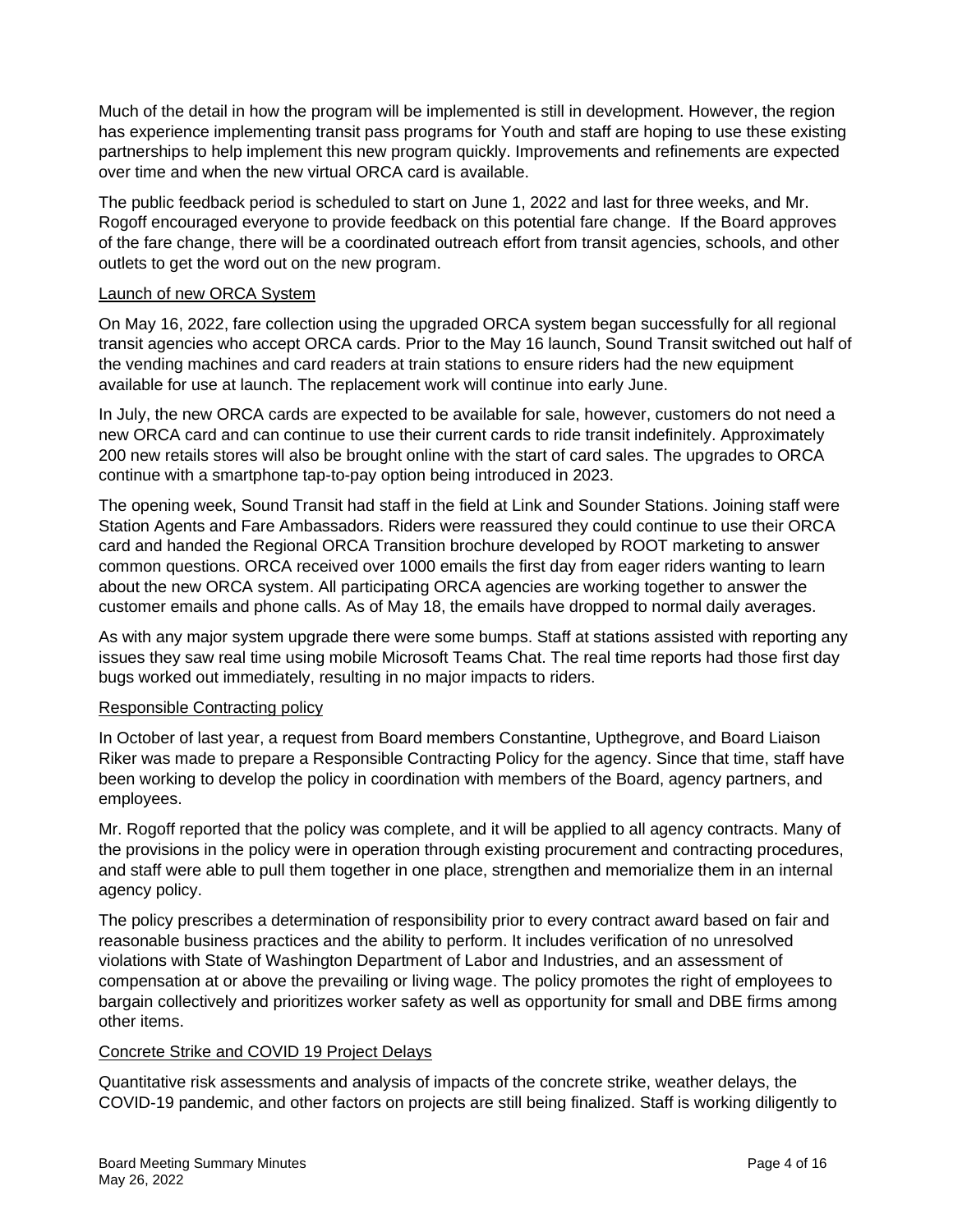Much of the detail in how the program will be implemented is still in development. However, the region has experience implementing transit pass programs for Youth and staff are hoping to use these existing partnerships to help implement this new program quickly. Improvements and refinements are expected over time and when the new virtual ORCA card is available.

The public feedback period is scheduled to start on June 1, 2022 and last for three weeks, and Mr. Rogoff encouraged everyone to provide feedback on this potential fare change. If the Board approves of the fare change, there will be a coordinated outreach effort from transit agencies, schools, and other outlets to get the word out on the new program.

<u>Launch of new ORCA System</u>

On May 16, 2022, fare collection using the upgraded ORCA system began successfully for all regional transit agencies who accept ORCA cards. Prior to the May 16 launch, Sound Transit switched out half of the vending machines and card readers at train stations to ensure riders had the new equipment available for use at launch. The replacement work will continue into early June.

In July, the new ORCA cards are expected to be available for sale, however, customers do not need a new ORCA card and can continue to use their current cards to ride transit indefinitely. Approximately 200 new retails stores will also be brought online with the start of card sales. The upgrades to ORCA continue with a smartphone tap-to-pay option being introduced in 2023.

The opening week, Sound Transit had staff in the field at Link and Sounder Stations. Joining staff were Station Agents and Fare Ambassadors. Riders were reassured they could continue to use their ORCA card and handed the Regional ORCA Transition brochure developed by ROOT marketing to answer common questions. ORCA received over 1000 emails the first day from eager riders wanting to learn about the new ORCA system. All participating ORCA agencies are working together to answer the customer emails and phone calls. As of May 18, the emails have dropped to normal daily averages.

As with any major system upgrade there were some bumps. Staff at stations assisted with reporting any issues they saw real time using mobile Microsoft Teams Chat. The real time reports had those first day bugs worked out immediately, resulting in no major impacts to riders.

<u>Responsible Contracting policy</u>

In October of last year, a request from Board members Constantine, Upthegrove, and Board Liaison Riker was made to prepare a Responsible Contracting Policy for the agency. Since that time, staff have been working to develop the policy in coordination with members of the Board, agency partners, and employees.

Mr. Rogoff reported that the policy was complete, and it will be applied to all agency contracts. Many of the provisions in the policy were in operation through existing procurement and contracting procedures, and staff were able to pull them together in one place, strengthen and memorialize them in an internal agency policy.

The policy prescribes a determination of responsibility prior to every contract award based on fair and reasonable business practices and the ability to perform. It includes verification of no unresolved violations with State of Washington Department of Labor and Industries, and an assessment of compensation at or above the prevailing or living wage. The policy promotes the right of employees to bargain collectively and prioritizes worker safety as well as opportunity for small and DBE firms among other items.

<u>Concrete Strike and COVID 19 Project Delays</u>

Quantitative risk assessments and analysis of impacts of the concrete strike, weather delays, the COVID-19 pandemic, and other factors on projects are still being finalized. Staff is working diligently to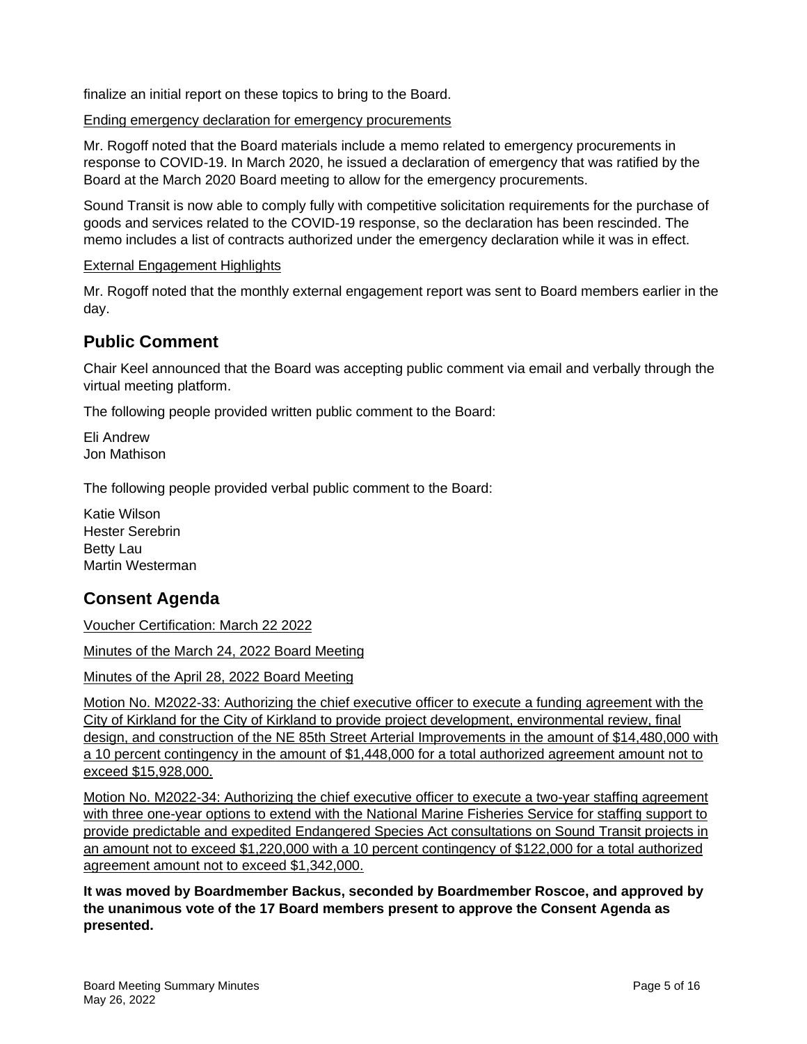finalize an initial report on these topics to bring to the Board.

Ending emergency declaration for emergency procurements

Mr. Rogoff noted that the Board materials include a memo related to emergency procurements in response to COVID-19. In March 2020, he issued a declaration of emergency that was ratified by the Board at the March 2020 Board meeting to allow for the emergency procurements.

Sound Transit is now able to comply fully with competitive solicitation requirements for the purchase of goods and services related to the COVID-19 response, so the declaration has been rescinded. The memo includes a list of contracts authorized under the emergency declaration while it was in effect.

External Engagement Highlights

Mr. Rogoff noted that the monthly external engagement report was sent to Board members earlier in the day.

## Public Comment

Chair Keel announced that the Board was accepting public comment via email and verbally through the virtual meeting platform.

The following people provided written public comment to the Board:

Eli Andrew
Jon Mathison

The following people provided verbal public comment to the Board:

Katie Wilson
Hester Serebrin
Betty Lau
Martin Westerman

## Consent Agenda

Voucher Certification: March 22 2022

Minutes of the March 24, 2022 Board Meeting

Minutes of the April 28, 2022 Board Meeting

Motion No. M2022-33: Authorizing the chief executive officer to execute a funding agreement with the City of Kirkland for the City of Kirkland to provide project development, environmental review, final design, and construction of the NE 85th Street Arterial Improvements in the amount of $14,480,000 with a 10 percent contingency in the amount of $1,448,000 for a total authorized agreement amount not to exceed $15,928,000.

Motion No. M2022-34: Authorizing the chief executive officer to execute a two-year staffing agreement with three one-year options to extend with the National Marine Fisheries Service for staffing support to provide predictable and expedited Endangered Species Act consultations on Sound Transit projects in an amount not to exceed $1,220,000 with a 10 percent contingency of $122,000 for a total authorized agreement amount not to exceed $1,342,000.

**It was moved by Boardmember Backus, seconded by Boardmember Roscoe, and approved by the unanimous vote of the 17 Board members present to approve the Consent Agenda as presented.**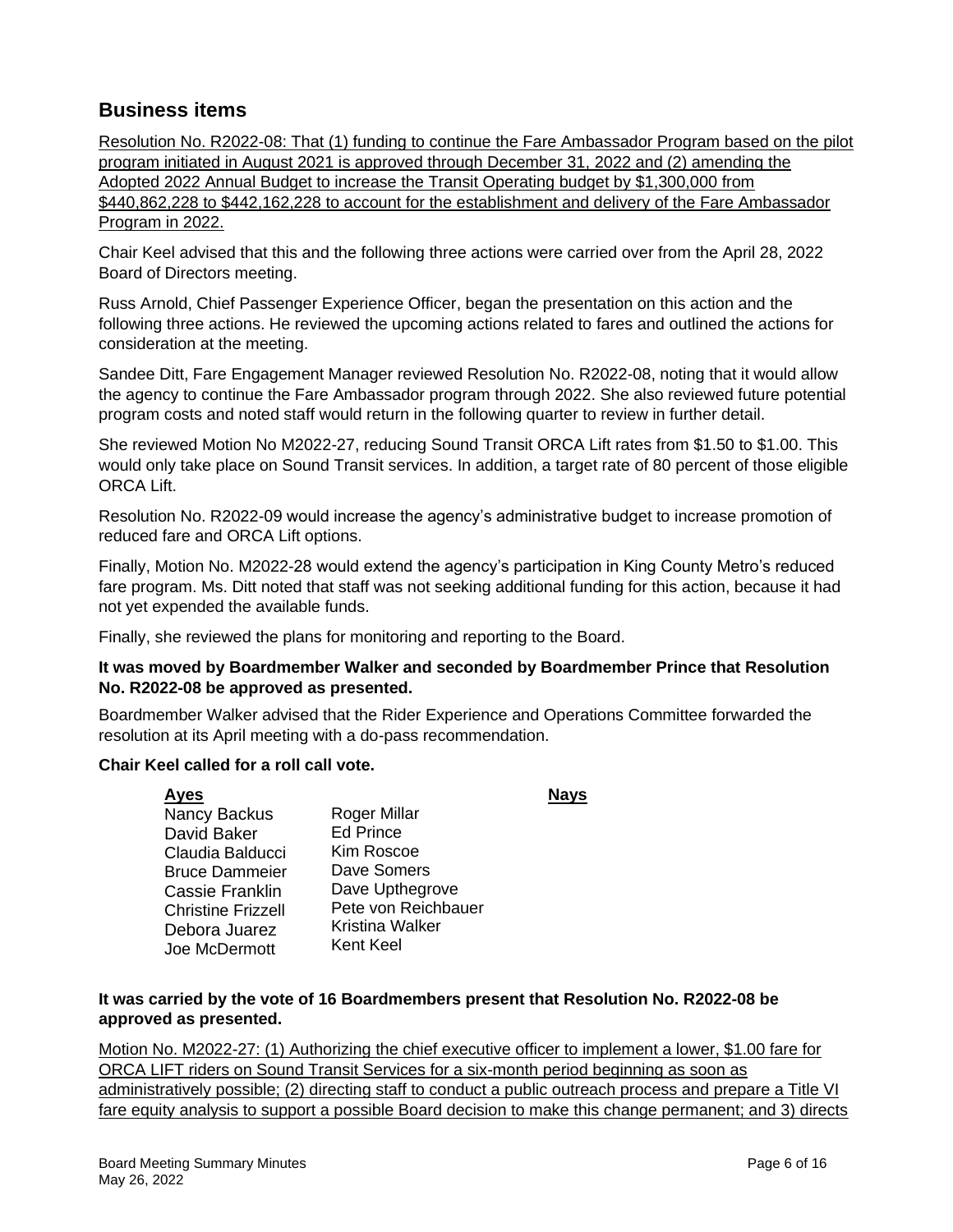## Business items

Resolution No. R2022-08: That (1) funding to continue the Fare Ambassador Program based on the pilot program initiated in August 2021 is approved through December 31, 2022 and (2) amending the Adopted 2022 Annual Budget to increase the Transit Operating budget by $1,300,000 from $440,862,228 to $442,162,228 to account for the establishment and delivery of the Fare Ambassador Program in 2022.

Chair Keel advised that this and the following three actions were carried over from the April 28, 2022 Board of Directors meeting.

Russ Arnold, Chief Passenger Experience Officer, began the presentation on this action and the following three actions. He reviewed the upcoming actions related to fares and outlined the actions for consideration at the meeting.

Sandee Ditt, Fare Engagement Manager reviewed Resolution No. R2022-08, noting that it would allow the agency to continue the Fare Ambassador program through 2022. She also reviewed future potential program costs and noted staff would return in the following quarter to review in further detail.

She reviewed Motion No M2022-27, reducing Sound Transit ORCA Lift rates from $1.50 to $1.00. This would only take place on Sound Transit services. In addition, a target rate of 80 percent of those eligible ORCA Lift.

Resolution No. R2022-09 would increase the agency's administrative budget to increase promotion of reduced fare and ORCA Lift options.

Finally, Motion No. M2022-28 would extend the agency's participation in King County Metro's reduced fare program. Ms. Ditt noted that staff was not seeking additional funding for this action, because it had not yet expended the available funds.

Finally, she reviewed the plans for monitoring and reporting to the Board.

**It was moved by Boardmember Walker and seconded by Boardmember Prince that Resolution No. R2022-08 be approved as presented.**

Boardmember Walker advised that the Rider Experience and Operations Committee forwarded the resolution at its April meeting with a do-pass recommendation.

**Chair Keel called for a roll call vote.**

| Ayes | | Nays |
|---|---|---|
| Nancy Backus | Roger Millar | |
| David Baker | Ed Prince | |
| Claudia Balducci | Kim Roscoe | |
| Bruce Dammeier | Dave Somers | |
| Cassie Franklin | Dave Upthegrove | |
| Christine Frizzell | Pete von Reichbauer | |
| Debora Juarez | Kristina Walker | |
| Joe McDermott | Kent Keel | |

**It was carried by the vote of 16 Boardmembers present that Resolution No. R2022-08 be approved as presented.**

Motion No. M2022-27: (1) Authorizing the chief executive officer to implement a lower, $1.00 fare for ORCA LIFT riders on Sound Transit Services for a six-month period beginning as soon as administratively possible; (2) directing staff to conduct a public outreach process and prepare a Title VI fare equity analysis to support a possible Board decision to make this change permanent; and 3) directs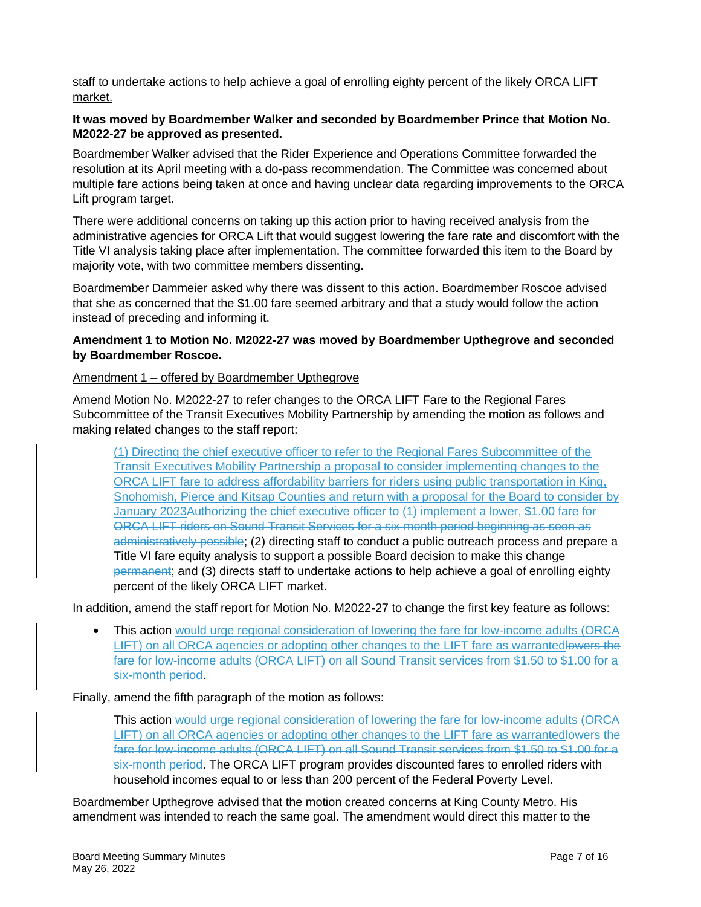staff to undertake actions to help achieve a goal of enrolling eighty percent of the likely ORCA LIFT market.

**It was moved by Boardmember Walker and seconded by Boardmember Prince that Motion No. M2022-27 be approved as presented.**

Boardmember Walker advised that the Rider Experience and Operations Committee forwarded the resolution at its April meeting with a do-pass recommendation. The Committee was concerned about multiple fare actions being taken at once and having unclear data regarding improvements to the ORCA Lift program target.

There were additional concerns on taking up this action prior to having received analysis from the administrative agencies for ORCA Lift that would suggest lowering the fare rate and discomfort with the Title VI analysis taking place after implementation. The committee forwarded this item to the Board by majority vote, with two committee members dissenting.

Boardmember Dammeier asked why there was dissent to this action. Boardmember Roscoe advised that she as concerned that the $1.00 fare seemed arbitrary and that a study would follow the action instead of preceding and informing it.

**Amendment 1 to Motion No. M2022-27 was moved by Boardmember Upthegrove and seconded by Boardmember Roscoe.**

<u>Amendment 1 – offered by Boardmember Upthegrove</u>

Amend Motion No. M2022-27 to refer changes to the ORCA LIFT Fare to the Regional Fares Subcommittee of the Transit Executives Mobility Partnership by amending the motion as follows and making related changes to the staff report:

> <u>(1) Directing the chief executive officer to refer to the Regional Fares Subcommittee of the Transit Executives Mobility Partnership a proposal to consider implementing changes to the ORCA LIFT fare to address affordability barriers for riders using public transportation in King, Snohomish, Pierce and Kitsap Counties and return with a proposal for the Board to consider by January 2023</u>~~Authorizing the chief executive officer to (1) implement a lower, $1.00 fare for ORCA LIFT riders on Sound Transit Services for a six-month period beginning as soon as administratively possible~~; (2) directing staff to conduct a public outreach process and prepare a Title VI fare equity analysis to support a possible Board decision to make this change ~~permanent~~; and (3) directs staff to undertake actions to help achieve a goal of enrolling eighty percent of the likely ORCA LIFT market.

In addition, amend the staff report for Motion No. M2022-27 to change the first key feature as follows:

- This action <u>would urge regional consideration of lowering the fare for low-income adults (ORCA LIFT) on all ORCA agencies or adopting other changes to the LIFT fare as warranted</u>~~lowers the fare for low-income adults (ORCA LIFT) on all Sound Transit services from $1.50 to $1.00 for a six-month period~~.

Finally, amend the fifth paragraph of the motion as follows:

> This action <u>would urge regional consideration of lowering the fare for low-income adults (ORCA LIFT) on all ORCA agencies or adopting other changes to the LIFT fare as warranted</u>~~lowers the fare for low-income adults (ORCA LIFT) on all Sound Transit services from $1.50 to $1.00 for a six-month period~~. The ORCA LIFT program provides discounted fares to enrolled riders with household incomes equal to or less than 200 percent of the Federal Poverty Level.

Boardmember Upthegrove advised that the motion created concerns at King County Metro. His amendment was intended to reach the same goal. The amendment would direct this matter to the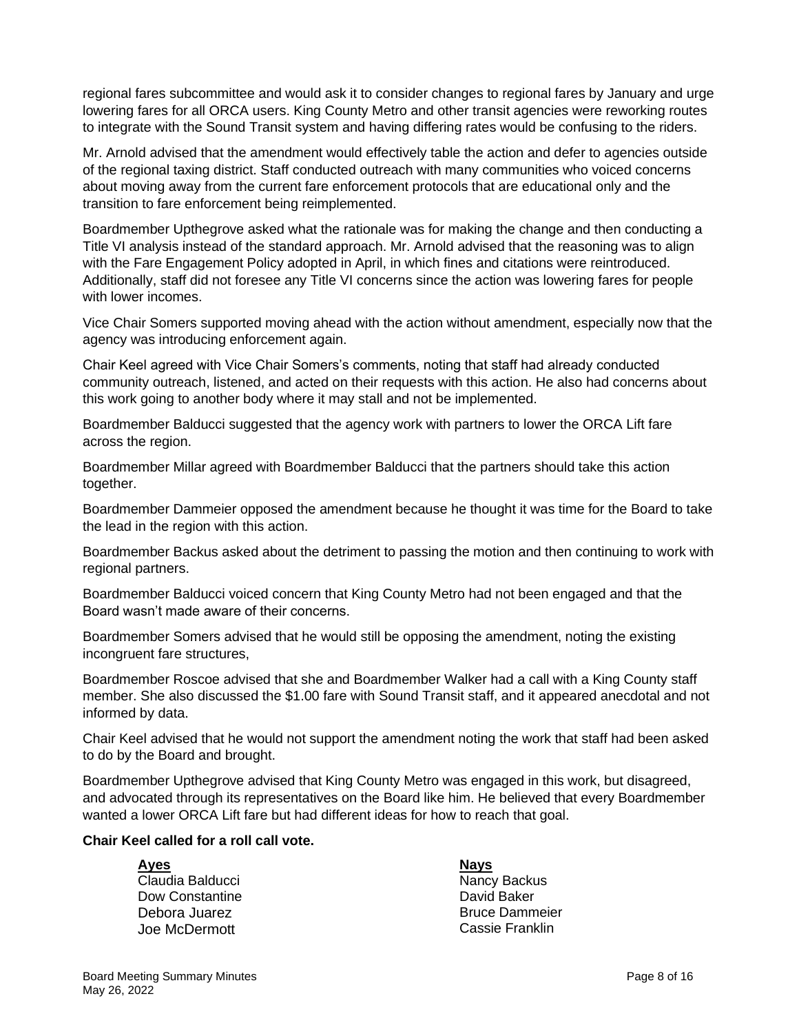regional fares subcommittee and would ask it to consider changes to regional fares by January and urge lowering fares for all ORCA users. King County Metro and other transit agencies were reworking routes to integrate with the Sound Transit system and having differing rates would be confusing to the riders.

Mr. Arnold advised that the amendment would effectively table the action and defer to agencies outside of the regional taxing district. Staff conducted outreach with many communities who voiced concerns about moving away from the current fare enforcement protocols that are educational only and the transition to fare enforcement being reimplemented.

Boardmember Upthegrove asked what the rationale was for making the change and then conducting a Title VI analysis instead of the standard approach. Mr. Arnold advised that the reasoning was to align with the Fare Engagement Policy adopted in April, in which fines and citations were reintroduced. Additionally, staff did not foresee any Title VI concerns since the action was lowering fares for people with lower incomes.

Vice Chair Somers supported moving ahead with the action without amendment, especially now that the agency was introducing enforcement again.

Chair Keel agreed with Vice Chair Somers's comments, noting that staff had already conducted community outreach, listened, and acted on their requests with this action. He also had concerns about this work going to another body where it may stall and not be implemented.

Boardmember Balducci suggested that the agency work with partners to lower the ORCA Lift fare across the region.

Boardmember Millar agreed with Boardmember Balducci that the partners should take this action together.

Boardmember Dammeier opposed the amendment because he thought it was time for the Board to take the lead in the region with this action.

Boardmember Backus asked about the detriment to passing the motion and then continuing to work with regional partners.

Boardmember Balducci voiced concern that King County Metro had not been engaged and that the Board wasn't made aware of their concerns.

Boardmember Somers advised that he would still be opposing the amendment, noting the existing incongruent fare structures,

Boardmember Roscoe advised that she and Boardmember Walker had a call with a King County staff member. She also discussed the $1.00 fare with Sound Transit staff, and it appeared anecdotal and not informed by data.

Chair Keel advised that he would not support the amendment noting the work that staff had been asked to do by the Board and brought.

Boardmember Upthegrove advised that King County Metro was engaged in this work, but disagreed, and advocated through its representatives on the Board like him. He believed that every Boardmember wanted a lower ORCA Lift fare but had different ideas for how to reach that goal.

**Chair Keel called for a roll call vote.**

| **Ayes** | **Nays** |
|---|---|
| Claudia Balducci | Nancy Backus |
| Dow Constantine | David Baker |
| Debora Juarez | Bruce Dammeier |
| Joe McDermott | Cassie Franklin |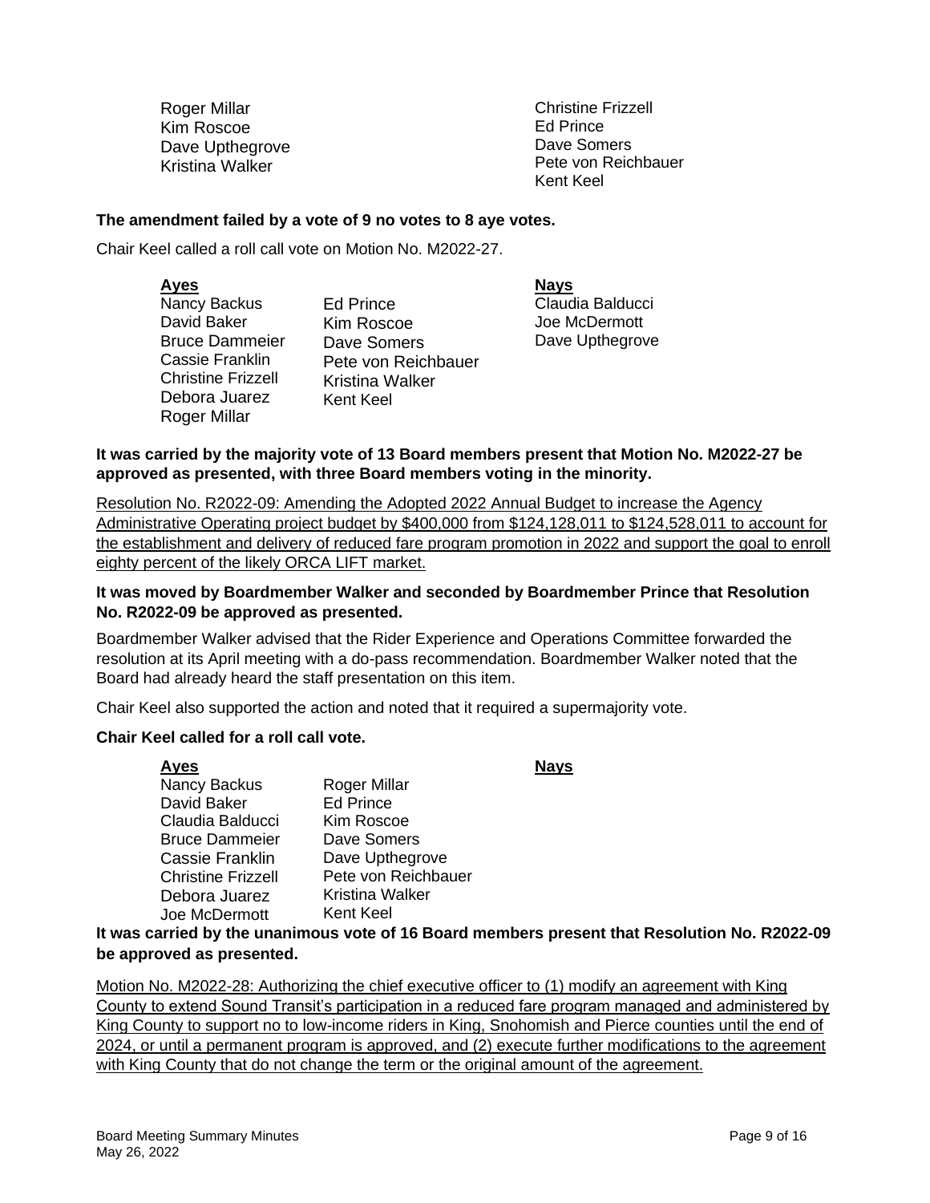Roger Millar
Kim Roscoe
Dave Upthegrove
Kristina Walker

Christine Frizzell
Ed Prince
Dave Somers
Pete von Reichbauer
Kent Keel

**The amendment failed by a vote of 9 no votes to 8 aye votes.**

Chair Keel called a roll call vote on Motion No. M2022-27.

| **Ayes** | | **Nays** |
|---|---|---|
| Nancy Backus | Ed Prince | Claudia Balducci |
| David Baker | Kim Roscoe | Joe McDermott |
| Bruce Dammeier | Dave Somers | Dave Upthegrove |
| Cassie Franklin | Pete von Reichbauer | |
| Christine Frizzell | Kristina Walker | |
| Debora Juarez | Kent Keel | |
| Roger Millar | | |

**It was carried by the majority vote of 13 Board members present that Motion No. M2022-27 be approved as presented, with three Board members voting in the minority.**

Resolution No. R2022-09: Amending the Adopted 2022 Annual Budget to increase the Agency Administrative Operating project budget by $400,000 from $124,128,011 to $124,528,011 to account for the establishment and delivery of reduced fare program promotion in 2022 and support the goal to enroll eighty percent of the likely ORCA LIFT market.

**It was moved by Boardmember Walker and seconded by Boardmember Prince that Resolution No. R2022-09 be approved as presented.**

Boardmember Walker advised that the Rider Experience and Operations Committee forwarded the resolution at its April meeting with a do-pass recommendation. Boardmember Walker noted that the Board had already heard the staff presentation on this item.

Chair Keel also supported the action and noted that it required a supermajority vote.

**Chair Keel called for a roll call vote.**

| **Ayes** | | **Nays** |
|---|---|---|
| Nancy Backus | Roger Millar | |
| David Baker | Ed Prince | |
| Claudia Balducci | Kim Roscoe | |
| Bruce Dammeier | Dave Somers | |
| Cassie Franklin | Dave Upthegrove | |
| Christine Frizzell | Pete von Reichbauer | |
| Debora Juarez | Kristina Walker | |
| Joe McDermott | Kent Keel | |

**It was carried by the unanimous vote of 16 Board members present that Resolution No. R2022-09 be approved as presented.**

Motion No. M2022-28: Authorizing the chief executive officer to (1) modify an agreement with King County to extend Sound Transit's participation in a reduced fare program managed and administered by King County to support no to low-income riders in King, Snohomish and Pierce counties until the end of 2024, or until a permanent program is approved, and (2) execute further modifications to the agreement with King County that do not change the term or the original amount of the agreement.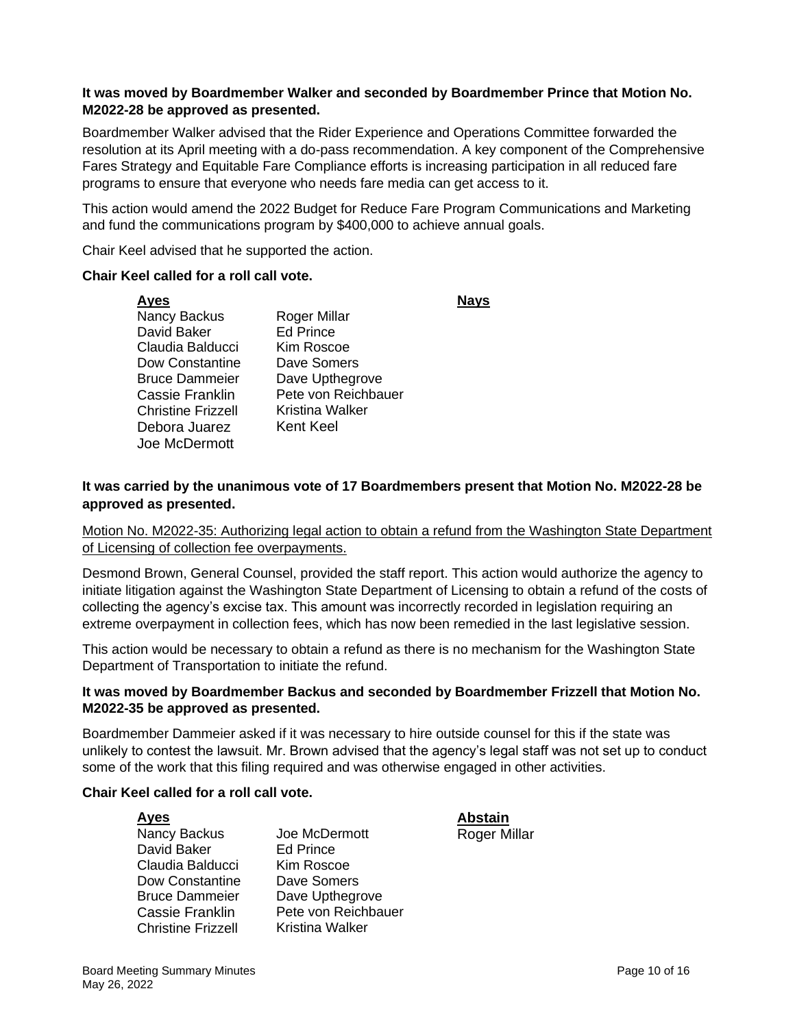**It was moved by Boardmember Walker and seconded by Boardmember Prince that Motion No. M2022-28 be approved as presented.**

Boardmember Walker advised that the Rider Experience and Operations Committee forwarded the resolution at its April meeting with a do-pass recommendation. A key component of the Comprehensive Fares Strategy and Equitable Fare Compliance efforts is increasing participation in all reduced fare programs to ensure that everyone who needs fare media can get access to it.

This action would amend the 2022 Budget for Reduce Fare Program Communications and Marketing and fund the communications program by $400,000 to achieve annual goals.

Chair Keel advised that he supported the action.

**Chair Keel called for a roll call vote.**

| Ayes | | Nays |
|---|---|---|
| Nancy Backus | Roger Millar | |
| David Baker | Ed Prince | |
| Claudia Balducci | Kim Roscoe | |
| Dow Constantine | Dave Somers | |
| Bruce Dammeier | Dave Upthegrove | |
| Cassie Franklin | Pete von Reichbauer | |
| Christine Frizzell | Kristina Walker | |
| Debora Juarez | Kent Keel | |
| Joe McDermott | | |

**It was carried by the unanimous vote of 17 Boardmembers present that Motion No. M2022-28 be approved as presented.**

Motion No. M2022-35: Authorizing legal action to obtain a refund from the Washington State Department of Licensing of collection fee overpayments.

Desmond Brown, General Counsel, provided the staff report. This action would authorize the agency to initiate litigation against the Washington State Department of Licensing to obtain a refund of the costs of collecting the agency's excise tax. This amount was incorrectly recorded in legislation requiring an extreme overpayment in collection fees, which has now been remedied in the last legislative session.

This action would be necessary to obtain a refund as there is no mechanism for the Washington State Department of Transportation to initiate the refund.

**It was moved by Boardmember Backus and seconded by Boardmember Frizzell that Motion No. M2022-35 be approved as presented.**

Boardmember Dammeier asked if it was necessary to hire outside counsel for this if the state was unlikely to contest the lawsuit. Mr. Brown advised that the agency's legal staff was not set up to conduct some of the work that this filing required and was otherwise engaged in other activities.

**Chair Keel called for a roll call vote.**

| Ayes | | Abstain |
|---|---|---|
| Nancy Backus | Joe McDermott | Roger Millar |
| David Baker | Ed Prince | |
| Claudia Balducci | Kim Roscoe | |
| Dow Constantine | Dave Somers | |
| Bruce Dammeier | Dave Upthegrove | |
| Cassie Franklin | Pete von Reichbauer | |
| Christine Frizzell | Kristina Walker | |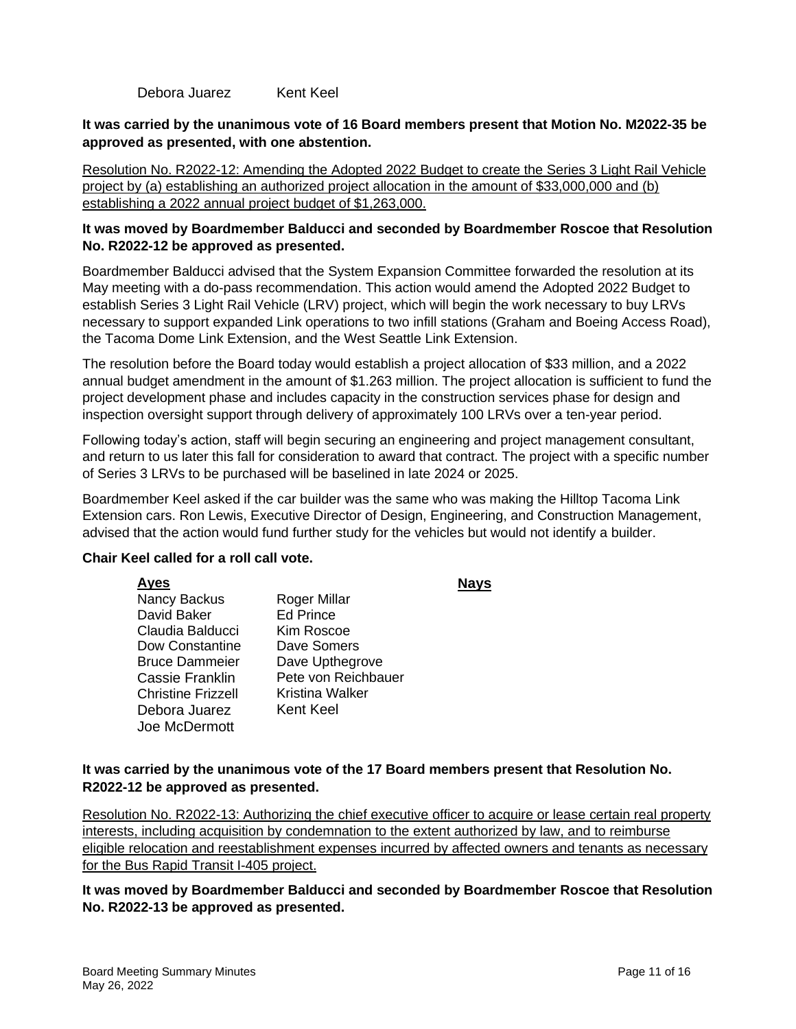Debora Juarez Kent Keel

**It was carried by the unanimous vote of 16 Board members present that Motion No. M2022-35 be approved as presented, with one abstention.**

Resolution No. R2022-12: Amending the Adopted 2022 Budget to create the Series 3 Light Rail Vehicle project by (a) establishing an authorized project allocation in the amount of $33,000,000 and (b) establishing a 2022 annual project budget of $1,263,000.

**It was moved by Boardmember Balducci and seconded by Boardmember Roscoe that Resolution No. R2022-12 be approved as presented.**

Boardmember Balducci advised that the System Expansion Committee forwarded the resolution at its May meeting with a do-pass recommendation. This action would amend the Adopted 2022 Budget to establish Series 3 Light Rail Vehicle (LRV) project, which will begin the work necessary to buy LRVs necessary to support expanded Link operations to two infill stations (Graham and Boeing Access Road), the Tacoma Dome Link Extension, and the West Seattle Link Extension.

The resolution before the Board today would establish a project allocation of $33 million, and a 2022 annual budget amendment in the amount of $1.263 million. The project allocation is sufficient to fund the project development phase and includes capacity in the construction services phase for design and inspection oversight support through delivery of approximately 100 LRVs over a ten-year period.

Following today's action, staff will begin securing an engineering and project management consultant, and return to us later this fall for consideration to award that contract. The project with a specific number of Series 3 LRVs to be purchased will be baselined in late 2024 or 2025.

Boardmember Keel asked if the car builder was the same who was making the Hilltop Tacoma Link Extension cars. Ron Lewis, Executive Director of Design, Engineering, and Construction Management, advised that the action would fund further study for the vehicles but would not identify a builder.

**Chair Keel called for a roll call vote.**

| **Ayes** | | **Nays** |
|---|---|---|
| Nancy Backus | Roger Millar | |
| David Baker | Ed Prince | |
| Claudia Balducci | Kim Roscoe | |
| Dow Constantine | Dave Somers | |
| Bruce Dammeier | Dave Upthegrove | |
| Cassie Franklin | Pete von Reichbauer | |
| Christine Frizzell | Kristina Walker | |
| Debora Juarez | Kent Keel | |
| Joe McDermott | | |

**It was carried by the unanimous vote of the 17 Board members present that Resolution No. R2022-12 be approved as presented.**

Resolution No. R2022-13: Authorizing the chief executive officer to acquire or lease certain real property interests, including acquisition by condemnation to the extent authorized by law, and to reimburse eligible relocation and reestablishment expenses incurred by affected owners and tenants as necessary for the Bus Rapid Transit I-405 project.

**It was moved by Boardmember Balducci and seconded by Boardmember Roscoe that Resolution No. R2022-13 be approved as presented.**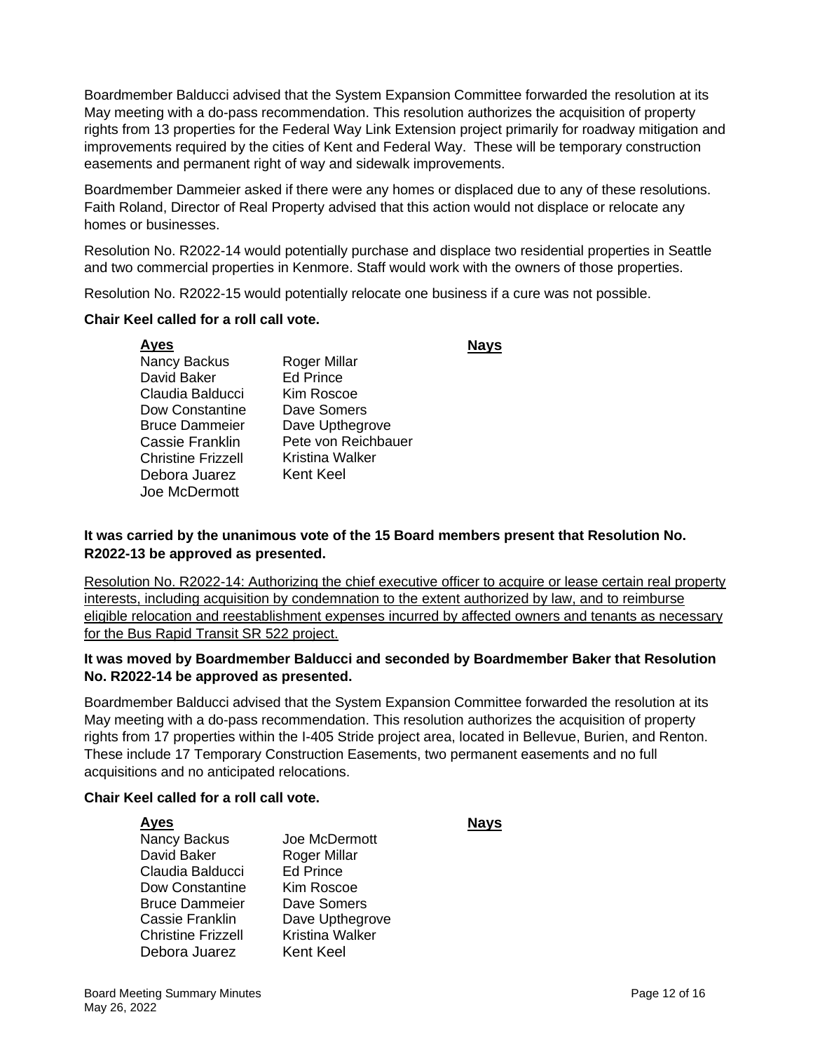Boardmember Balducci advised that the System Expansion Committee forwarded the resolution at its May meeting with a do-pass recommendation. This resolution authorizes the acquisition of property rights from 13 properties for the Federal Way Link Extension project primarily for roadway mitigation and improvements required by the cities of Kent and Federal Way. These will be temporary construction easements and permanent right of way and sidewalk improvements.

Boardmember Dammeier asked if there were any homes or displaced due to any of these resolutions. Faith Roland, Director of Real Property advised that this action would not displace or relocate any homes or businesses.

Resolution No. R2022-14 would potentially purchase and displace two residential properties in Seattle and two commercial properties in Kenmore. Staff would work with the owners of those properties.

Resolution No. R2022-15 would potentially relocate one business if a cure was not possible.

**Chair Keel called for a roll call vote.**

| **Ayes** | | **Nays** |
|---|---|---|
| Nancy Backus | Roger Millar | |
| David Baker | Ed Prince | |
| Claudia Balducci | Kim Roscoe | |
| Dow Constantine | Dave Somers | |
| Bruce Dammeier | Dave Upthegrove | |
| Cassie Franklin | Pete von Reichbauer | |
| Christine Frizzell | Kristina Walker | |
| Debora Juarez | Kent Keel | |
| Joe McDermott | | |

**It was carried by the unanimous vote of the 15 Board members present that Resolution No. R2022-13 be approved as presented.**

<u>Resolution No. R2022-14: Authorizing the chief executive officer to acquire or lease certain real property interests, including acquisition by condemnation to the extent authorized by law, and to reimburse eligible relocation and reestablishment expenses incurred by affected owners and tenants as necessary for the Bus Rapid Transit SR 522 project.</u>

**It was moved by Boardmember Balducci and seconded by Boardmember Baker that Resolution No. R2022-14 be approved as presented.**

Boardmember Balducci advised that the System Expansion Committee forwarded the resolution at its May meeting with a do-pass recommendation. This resolution authorizes the acquisition of property rights from 17 properties within the I-405 Stride project area, located in Bellevue, Burien, and Renton. These include 17 Temporary Construction Easements, two permanent easements and no full acquisitions and no anticipated relocations.

**Chair Keel called for a roll call vote.**

| **Ayes** | | **Nays** |
|---|---|---|
| Nancy Backus | Joe McDermott | |
| David Baker | Roger Millar | |
| Claudia Balducci | Ed Prince | |
| Dow Constantine | Kim Roscoe | |
| Bruce Dammeier | Dave Somers | |
| Cassie Franklin | Dave Upthegrove | |
| Christine Frizzell | Kristina Walker | |
| Debora Juarez | Kent Keel | |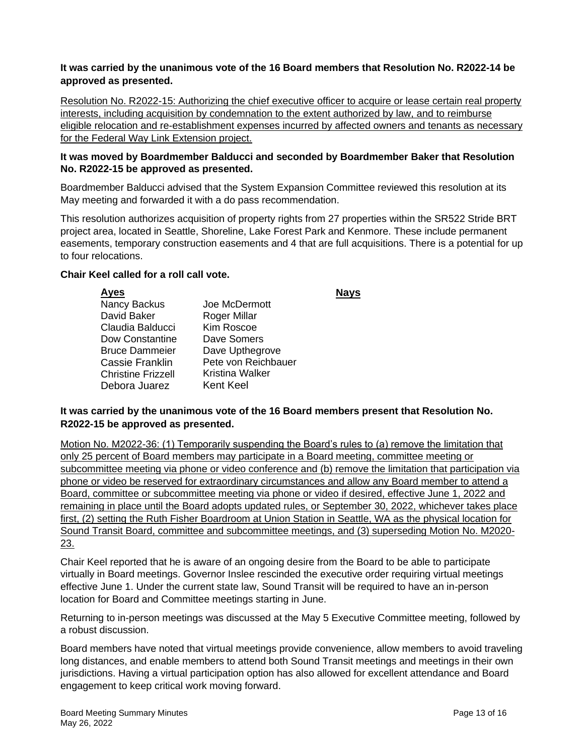**It was carried by the unanimous vote of the 16 Board members that Resolution No. R2022-14 be approved as presented.**

<u>Resolution No. R2022-15: Authorizing the chief executive officer to acquire or lease certain real property interests, including acquisition by condemnation to the extent authorized by law, and to reimburse eligible relocation and re-establishment expenses incurred by affected owners and tenants as necessary for the Federal Way Link Extension project.</u>

**It was moved by Boardmember Balducci and seconded by Boardmember Baker that Resolution No. R2022-15 be approved as presented.**

Boardmember Balducci advised that the System Expansion Committee reviewed this resolution at its May meeting and forwarded it with a do pass recommendation.

This resolution authorizes acquisition of property rights from 27 properties within the SR522 Stride BRT project area, located in Seattle, Shoreline, Lake Forest Park and Kenmore. These include permanent easements, temporary construction easements and 4 that are full acquisitions. There is a potential for up to four relocations.

**Chair Keel called for a roll call vote.**

| **Ayes** | | **Nays** |
|---|---|---|
| Nancy Backus | Joe McDermott | |
| David Baker | Roger Millar | |
| Claudia Balducci | Kim Roscoe | |
| Dow Constantine | Dave Somers | |
| Bruce Dammeier | Dave Upthegrove | |
| Cassie Franklin | Pete von Reichbauer | |
| Christine Frizzell | Kristina Walker | |
| Debora Juarez | Kent Keel | |

**It was carried by the unanimous vote of the 16 Board members present that Resolution No. R2022-15 be approved as presented.**

<u>Motion No. M2022-36: (1) Temporarily suspending the Board's rules to (a) remove the limitation that only 25 percent of Board members may participate in a Board meeting, committee meeting or subcommittee meeting via phone or video conference and (b) remove the limitation that participation via phone or video be reserved for extraordinary circumstances and allow any Board member to attend a Board, committee or subcommittee meeting via phone or video if desired, effective June 1, 2022 and remaining in place until the Board adopts updated rules, or September 30, 2022, whichever takes place first, (2) setting the Ruth Fisher Boardroom at Union Station in Seattle, WA as the physical location for Sound Transit Board, committee and subcommittee meetings, and (3) superseding Motion No. M2020-23.</u>

Chair Keel reported that he is aware of an ongoing desire from the Board to be able to participate virtually in Board meetings. Governor Inslee rescinded the executive order requiring virtual meetings effective June 1. Under the current state law, Sound Transit will be required to have an in-person location for Board and Committee meetings starting in June.

Returning to in-person meetings was discussed at the May 5 Executive Committee meeting, followed by a robust discussion.

Board members have noted that virtual meetings provide convenience, allow members to avoid traveling long distances, and enable members to attend both Sound Transit meetings and meetings in their own jurisdictions. Having a virtual participation option has also allowed for excellent attendance and Board engagement to keep critical work moving forward.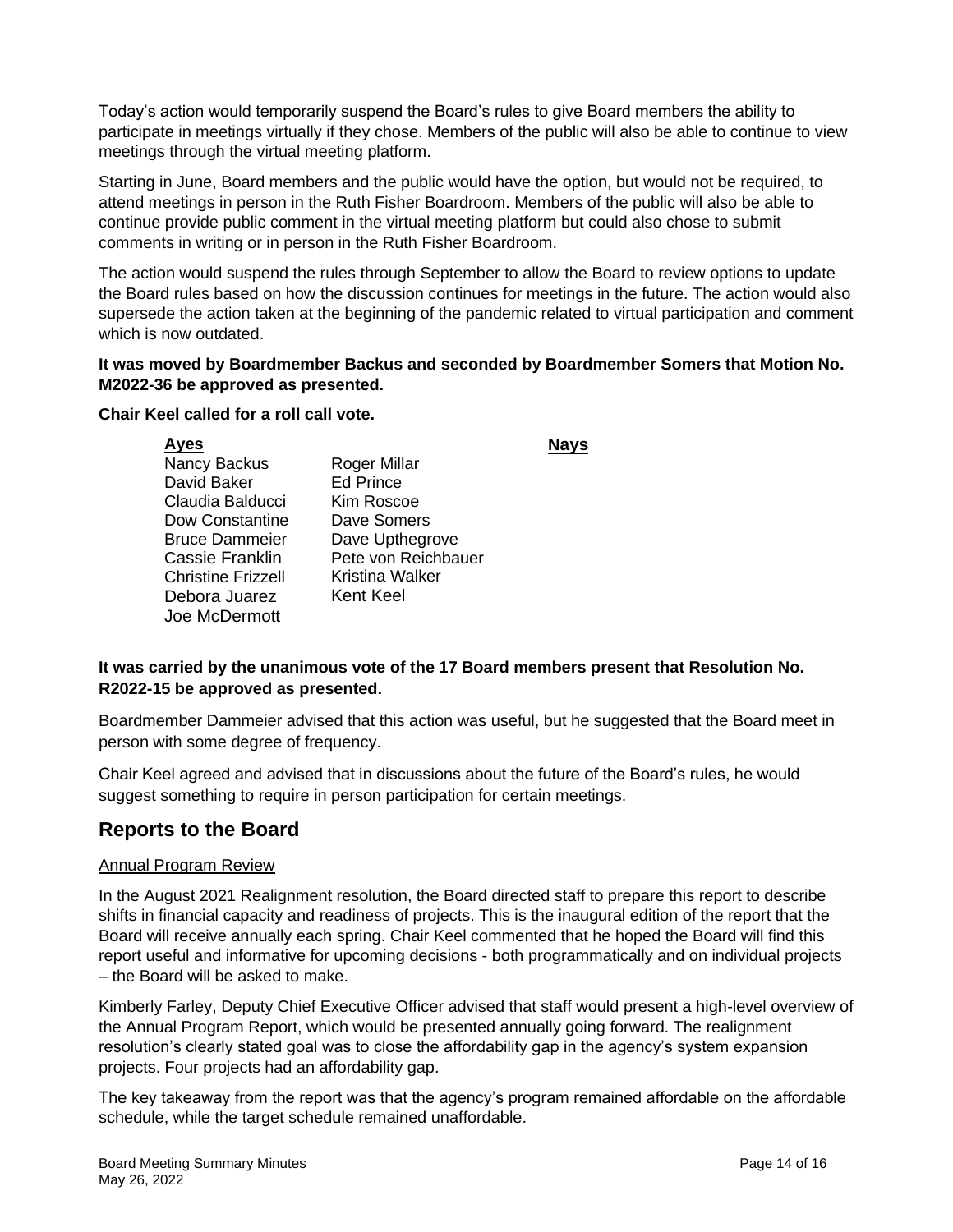Today's action would temporarily suspend the Board's rules to give Board members the ability to participate in meetings virtually if they chose. Members of the public will also be able to continue to view meetings through the virtual meeting platform.

Starting in June, Board members and the public would have the option, but would not be required, to attend meetings in person in the Ruth Fisher Boardroom. Members of the public will also be able to continue provide public comment in the virtual meeting platform but could also chose to submit comments in writing or in person in the Ruth Fisher Boardroom.

The action would suspend the rules through September to allow the Board to review options to update the Board rules based on how the discussion continues for meetings in the future. The action would also supersede the action taken at the beginning of the pandemic related to virtual participation and comment which is now outdated.

**It was moved by Boardmember Backus and seconded by Boardmember Somers that Motion No. M2022-36 be approved as presented.**

**Chair Keel called for a roll call vote.**

| Ayes | | Nays |
|---|---|---|
| Nancy Backus | Roger Millar | |
| David Baker | Ed Prince | |
| Claudia Balducci | Kim Roscoe | |
| Dow Constantine | Dave Somers | |
| Bruce Dammeier | Dave Upthegrove | |
| Cassie Franklin | Pete von Reichbauer | |
| Christine Frizzell | Kristina Walker | |
| Debora Juarez | Kent Keel | |
| Joe McDermott | | |

**It was carried by the unanimous vote of the 17 Board members present that Resolution No. R2022-15 be approved as presented.**

Boardmember Dammeier advised that this action was useful, but he suggested that the Board meet in person with some degree of frequency.

Chair Keel agreed and advised that in discussions about the future of the Board's rules, he would suggest something to require in person participation for certain meetings.

## Reports to the Board

Annual Program Review

In the August 2021 Realignment resolution, the Board directed staff to prepare this report to describe shifts in financial capacity and readiness of projects. This is the inaugural edition of the report that the Board will receive annually each spring. Chair Keel commented that he hoped the Board will find this report useful and informative for upcoming decisions - both programmatically and on individual projects – the Board will be asked to make.

Kimberly Farley, Deputy Chief Executive Officer advised that staff would present a high-level overview of the Annual Program Report, which would be presented annually going forward. The realignment resolution's clearly stated goal was to close the affordability gap in the agency's system expansion projects. Four projects had an affordability gap.

The key takeaway from the report was that the agency's program remained affordable on the affordable schedule, while the target schedule remained unaffordable.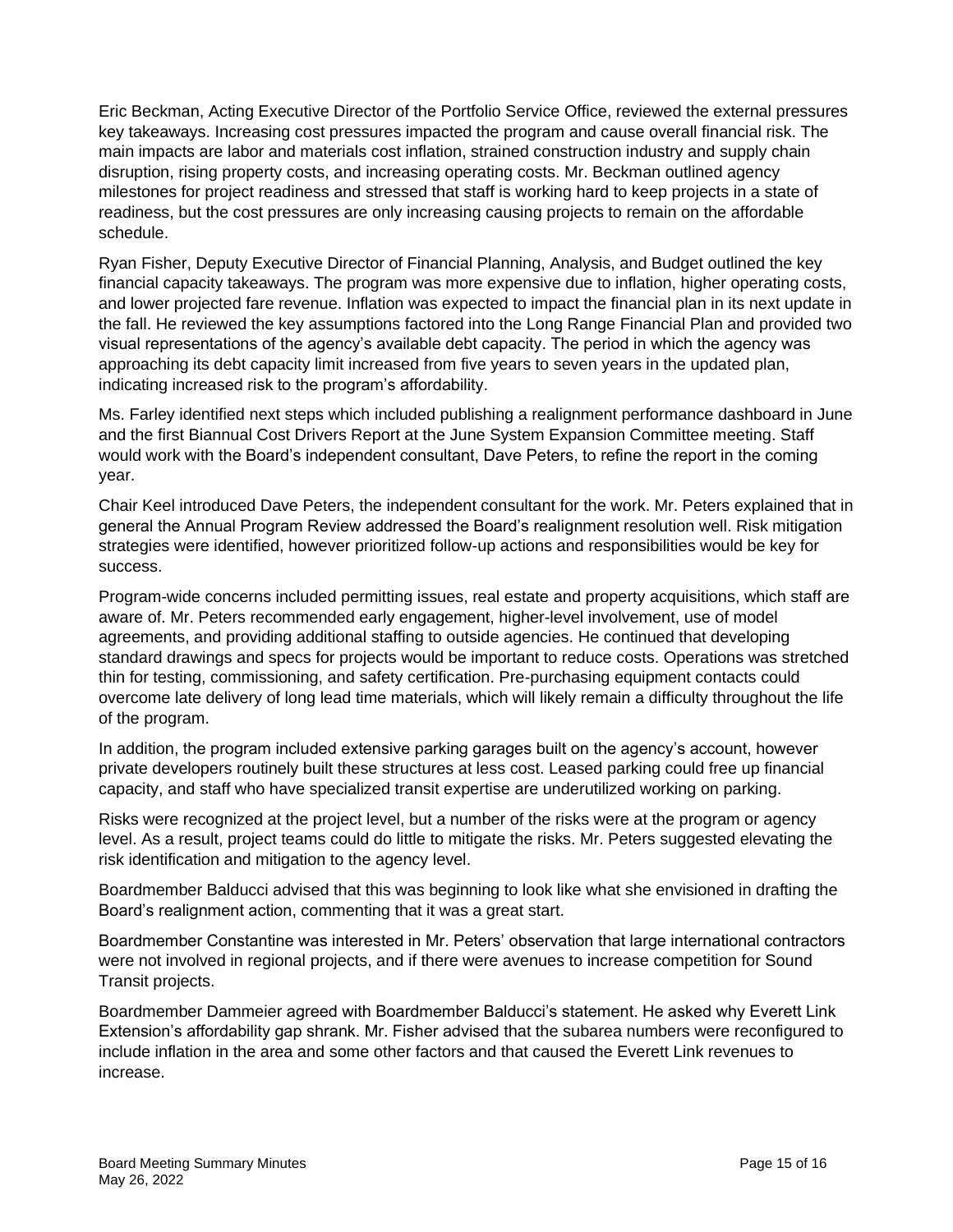Eric Beckman, Acting Executive Director of the Portfolio Service Office, reviewed the external pressures key takeaways. Increasing cost pressures impacted the program and cause overall financial risk. The main impacts are labor and materials cost inflation, strained construction industry and supply chain disruption, rising property costs, and increasing operating costs. Mr. Beckman outlined agency milestones for project readiness and stressed that staff is working hard to keep projects in a state of readiness, but the cost pressures are only increasing causing projects to remain on the affordable schedule.

Ryan Fisher, Deputy Executive Director of Financial Planning, Analysis, and Budget outlined the key financial capacity takeaways. The program was more expensive due to inflation, higher operating costs, and lower projected fare revenue. Inflation was expected to impact the financial plan in its next update in the fall. He reviewed the key assumptions factored into the Long Range Financial Plan and provided two visual representations of the agency's available debt capacity. The period in which the agency was approaching its debt capacity limit increased from five years to seven years in the updated plan, indicating increased risk to the program's affordability.

Ms. Farley identified next steps which included publishing a realignment performance dashboard in June and the first Biannual Cost Drivers Report at the June System Expansion Committee meeting. Staff would work with the Board's independent consultant, Dave Peters, to refine the report in the coming year.

Chair Keel introduced Dave Peters, the independent consultant for the work. Mr. Peters explained that in general the Annual Program Review addressed the Board's realignment resolution well. Risk mitigation strategies were identified, however prioritized follow-up actions and responsibilities would be key for success.

Program-wide concerns included permitting issues, real estate and property acquisitions, which staff are aware of. Mr. Peters recommended early engagement, higher-level involvement, use of model agreements, and providing additional staffing to outside agencies. He continued that developing standard drawings and specs for projects would be important to reduce costs. Operations was stretched thin for testing, commissioning, and safety certification. Pre-purchasing equipment contacts could overcome late delivery of long lead time materials, which will likely remain a difficulty throughout the life of the program.

In addition, the program included extensive parking garages built on the agency's account, however private developers routinely built these structures at less cost. Leased parking could free up financial capacity, and staff who have specialized transit expertise are underutilized working on parking.

Risks were recognized at the project level, but a number of the risks were at the program or agency level. As a result, project teams could do little to mitigate the risks. Mr. Peters suggested elevating the risk identification and mitigation to the agency level.

Boardmember Balducci advised that this was beginning to look like what she envisioned in drafting the Board's realignment action, commenting that it was a great start.

Boardmember Constantine was interested in Mr. Peters' observation that large international contractors were not involved in regional projects, and if there were avenues to increase competition for Sound Transit projects.

Boardmember Dammeier agreed with Boardmember Balducci's statement. He asked why Everett Link Extension's affordability gap shrank. Mr. Fisher advised that the subarea numbers were reconfigured to include inflation in the area and some other factors and that caused the Everett Link revenues to increase.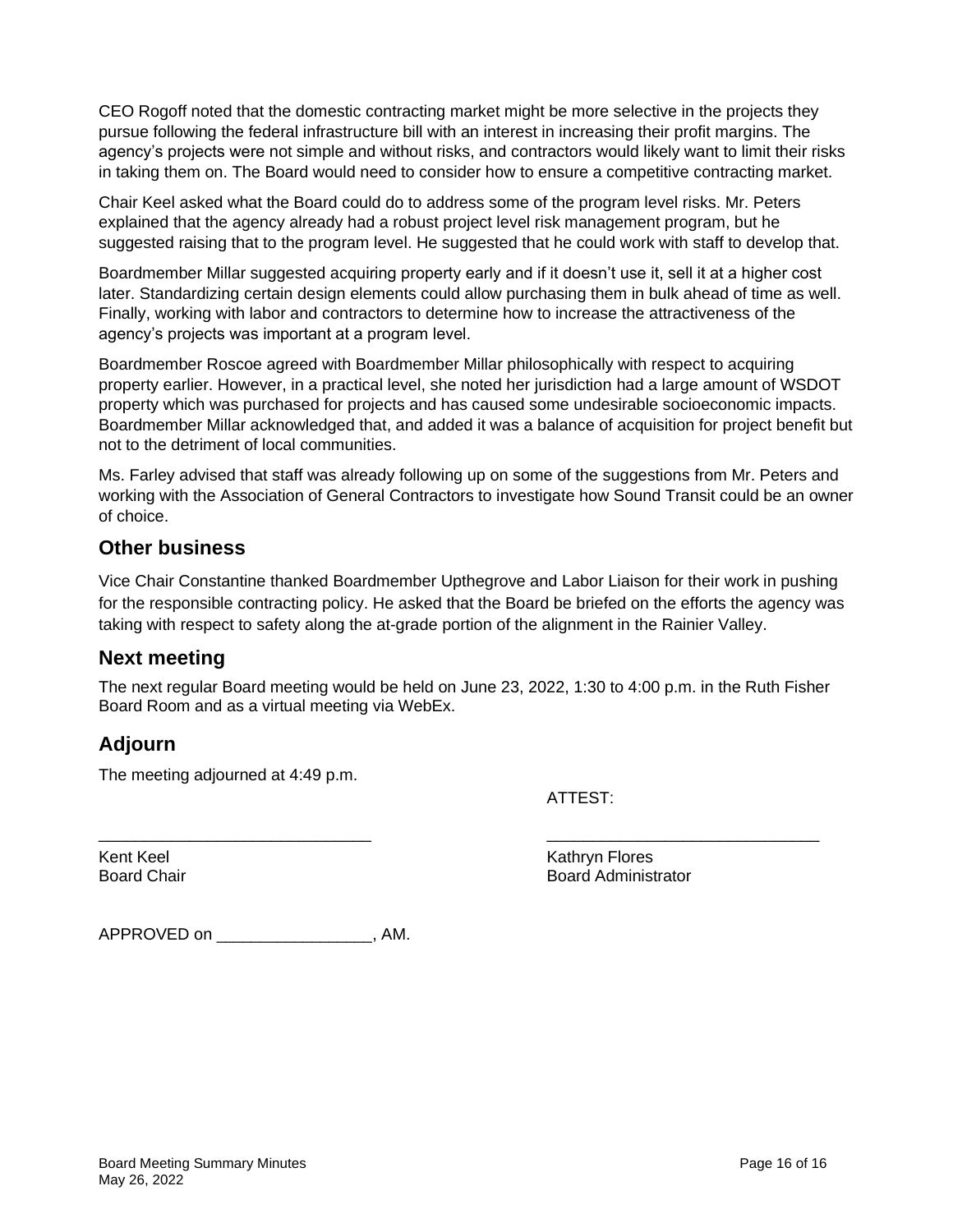CEO Rogoff noted that the domestic contracting market might be more selective in the projects they pursue following the federal infrastructure bill with an interest in increasing their profit margins. The agency's projects were not simple and without risks, and contractors would likely want to limit their risks in taking them on. The Board would need to consider how to ensure a competitive contracting market.

Chair Keel asked what the Board could do to address some of the program level risks. Mr. Peters explained that the agency already had a robust project level risk management program, but he suggested raising that to the program level. He suggested that he could work with staff to develop that.

Boardmember Millar suggested acquiring property early and if it doesn't use it, sell it at a higher cost later. Standardizing certain design elements could allow purchasing them in bulk ahead of time as well. Finally, working with labor and contractors to determine how to increase the attractiveness of the agency's projects was important at a program level.

Boardmember Roscoe agreed with Boardmember Millar philosophically with respect to acquiring property earlier. However, in a practical level, she noted her jurisdiction had a large amount of WSDOT property which was purchased for projects and has caused some undesirable socioeconomic impacts. Boardmember Millar acknowledged that, and added it was a balance of acquisition for project benefit but not to the detriment of local communities.

Ms. Farley advised that staff was already following up on some of the suggestions from Mr. Peters and working with the Association of General Contractors to investigate how Sound Transit could be an owner of choice.

## Other business

Vice Chair Constantine thanked Boardmember Upthegrove and Labor Liaison for their work in pushing for the responsible contracting policy. He asked that the Board be briefed on the efforts the agency was taking with respect to safety along the at-grade portion of the alignment in the Rainier Valley.

## Next meeting

The next regular Board meeting would be held on June 23, 2022, 1:30 to 4:00 p.m. in the Ruth Fisher Board Room and as a virtual meeting via WebEx.

## Adjourn

The meeting adjourned at 4:49 p.m.

ATTEST:

_______________________________

Kent Keel
Board Chair

_______________________________

Kathryn Flores
Board Administrator

APPROVED on _________________, AM.